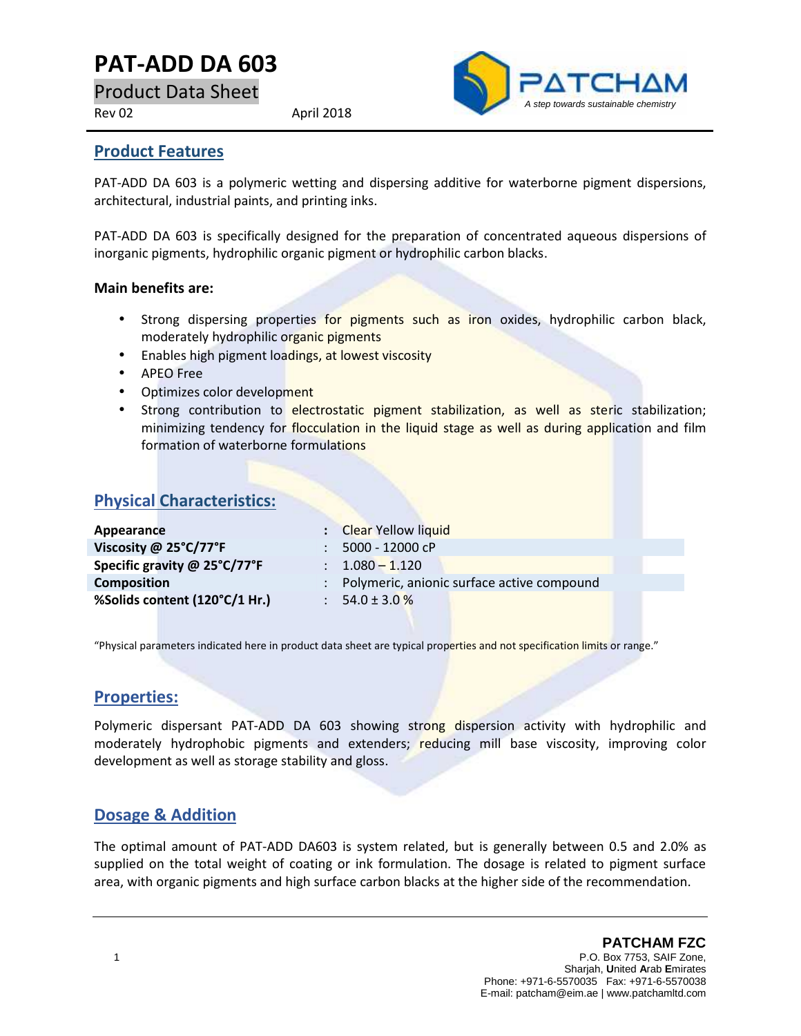# PAT-ADD DA 603

Product Data Sheet

Rev 02 April 2018

PATCHAM
*A step towards sustainable chemistry*

## Product Features

PAT-ADD DA 603 is a polymeric wetting and dispersing additive for waterborne pigment dispersions, architectural, industrial paints, and printing inks.

PAT-ADD DA 603 is specifically designed for the preparation of concentrated aqueous dispersions of inorganic pigments, hydrophilic organic pigment or hydrophilic carbon blacks.

**Main benefits are:**

- Strong dispersing properties for pigments such as iron oxides, hydrophilic carbon black, moderately hydrophilic organic pigments
- Enables high pigment loadings, at lowest viscosity
- APEO Free
- Optimizes color development
- Strong contribution to electrostatic pigment stabilization, as well as steric stabilization; minimizing tendency for flocculation in the liquid stage as well as during application and film formation of waterborne formulations

## Physical Characteristics:

| | | |
|---|---|---|
| **Appearance** | **:** | Clear Yellow liquid |
| **Viscosity @ 25°C/77°F** | : | 5000 - 12000 cP |
| **Specific gravity @ 25°C/77°F** | : | 1.080 – 1.120 |
| **Composition** | : | Polymeric, anionic surface active compound |
| **%Solids content (120°C/1 Hr.)** | : | 54.0 ± 3.0 % |

"Physical parameters indicated here in product data sheet are typical properties and not specification limits or range."

## Properties:

Polymeric dispersant PAT-ADD DA 603 showing strong dispersion activity with hydrophilic and moderately hydrophobic pigments and extenders; reducing mill base viscosity, improving color development as well as storage stability and gloss.

## Dosage & Addition

The optimal amount of PAT-ADD DA603 is system related, but is generally between 0.5 and 2.0% as supplied on the total weight of coating or ink formulation. The dosage is related to pigment surface area, with organic pigments and high surface carbon blacks at the higher side of the recommendation.

**PATCHAM FZC**
P.O. Box 7753, SAIF Zone,
Sharjah, **U**nited **A**rab **E**mirates
Phone: +971-6-5570035 Fax: +971-6-5570038
E-mail: patcham@eim.ae | www.patchamltd.com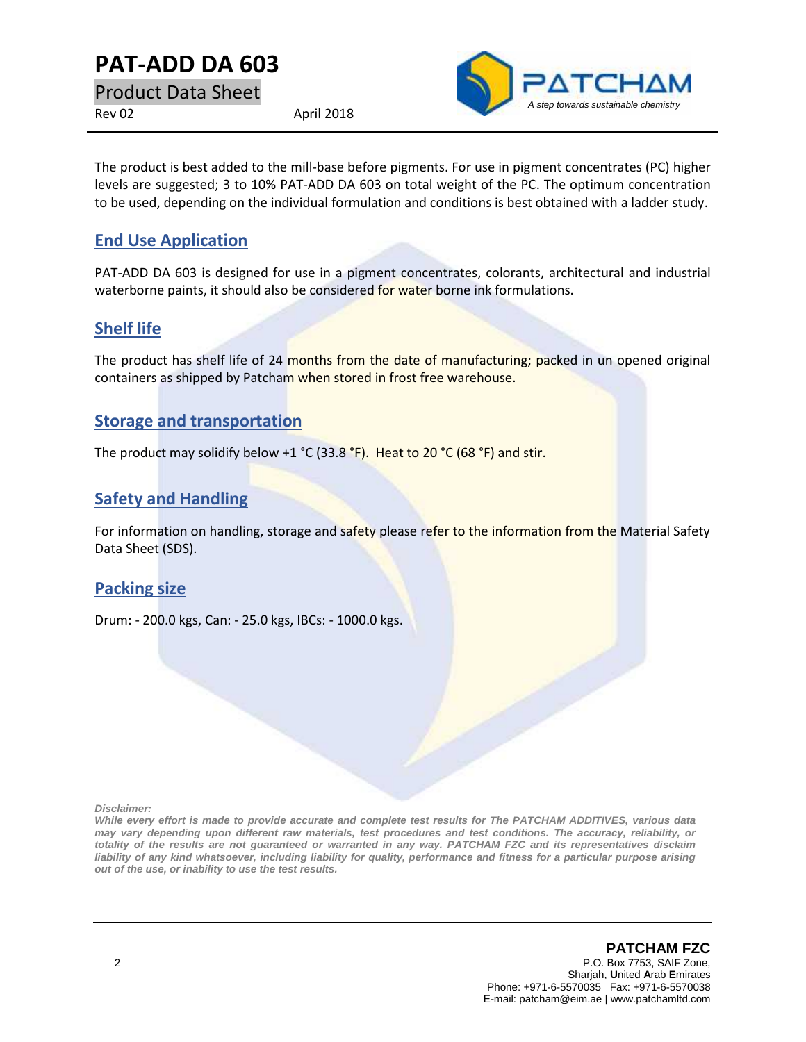The product is best added to the mill-base before pigments. For use in pigment concentrates (PC) higher levels are suggested; 3 to 10% PAT-ADD DA 603 on total weight of the PC. The optimum concentration to be used, depending on the individual formulation and conditions is best obtained with a ladder study.

## End Use Application

PAT-ADD DA 603 is designed for use in a pigment concentrates, colorants, architectural and industrial waterborne paints, it should also be considered for water borne ink formulations.

## Shelf life

The product has shelf life of 24 months from the date of manufacturing; packed in un opened original containers as shipped by Patcham when stored in frost free warehouse.

## Storage and transportation

The product may solidify below +1 °C (33.8 °F). Heat to 20 °C (68 °F) and stir.

## Safety and Handling

For information on handling, storage and safety please refer to the information from the Material Safety Data Sheet (SDS).

## Packing size

Drum: - 200.0 kgs, Can: - 25.0 kgs, IBCs: - 1000.0 kgs.

***Disclaimer:***

***While every effort is made to provide accurate and complete test results for The PATCHAM ADDITIVES, various data may vary depending upon different raw materials, test procedures and test conditions. The accuracy, reliability, or totality of the results are not guaranteed or warranted in any way. PATCHAM FZC and its representatives disclaim liability of any kind whatsoever, including liability for quality, performance and fitness for a particular purpose arising out of the use, or inability to use the test results.***

**PATCHAM FZC**
P.O. Box 7753, SAIF Zone,
Sharjah, **U**nited **A**rab **E**mirates
Phone: +971-6-5570035 Fax: +971-6-5570038
E-mail: patcham@eim.ae | www.patchamltd.com